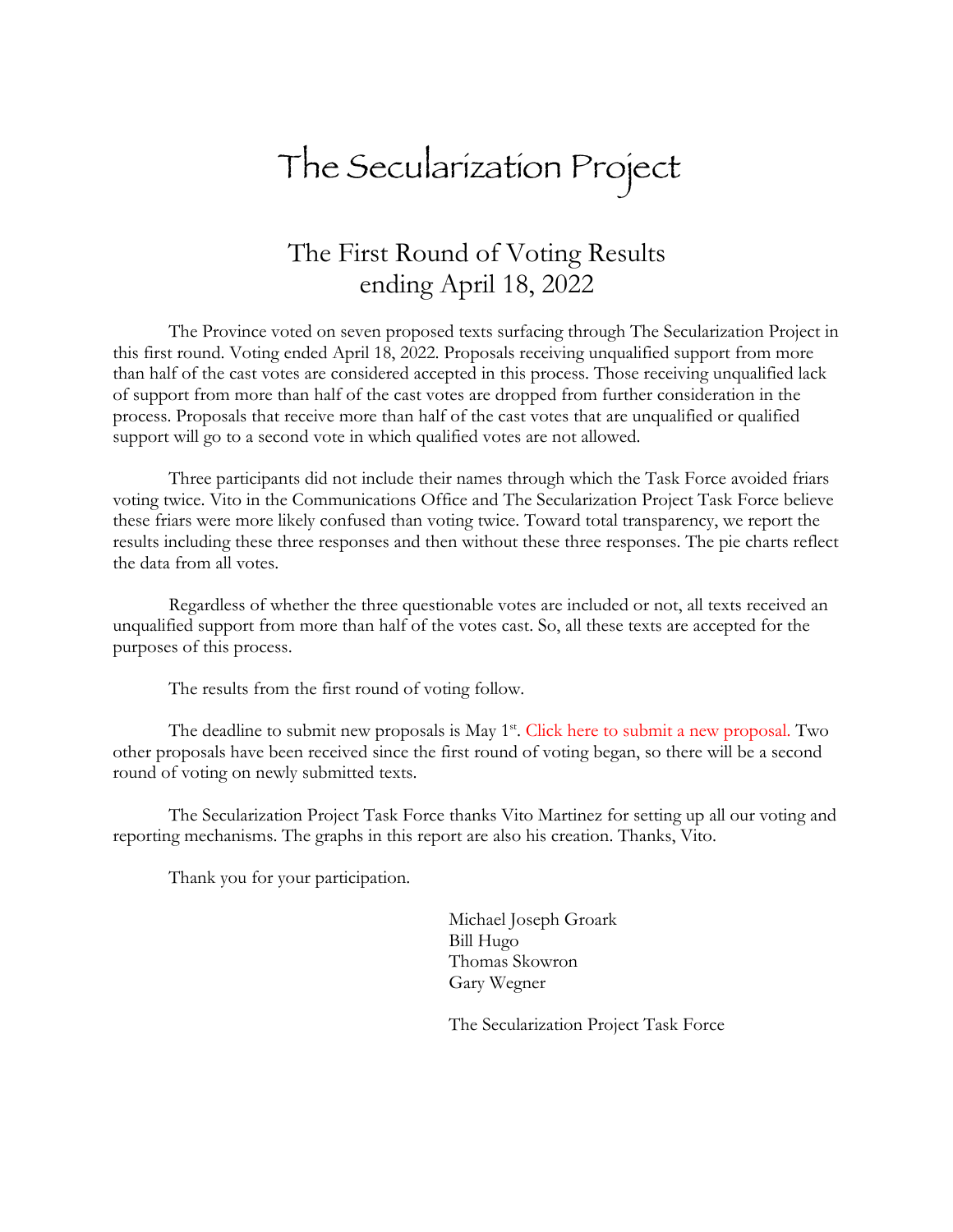# The Secularization Project

## The First Round of Voting Results ending April 18, 2022

The Province voted on seven proposed texts surfacing through The Secularization Project in this first round. Voting ended April 18, 2022. Proposals receiving unqualified support from more than half of the cast votes are considered accepted in this process. Those receiving unqualified lack of support from more than half of the cast votes are dropped from further consideration in the process. Proposals that receive more than half of the cast votes that are unqualified or qualified support will go to a second vote in which qualified votes are not allowed.

Three participants did not include their names through which the Task Force avoided friars voting twice. Vito in the Communications Office and The Secularization Project Task Force believe these friars were more likely confused than voting twice. Toward total transparency, we report the results including these three responses and then without these three responses. The pie charts reflect the data from all votes.

Regardless of whether the three questionable votes are included or not, all texts received an unqualified support from more than half of the votes cast. So, all these texts are accepted for the purposes of this process.

The results from the first round of voting follow.

The deadline to submit new proposals is May 1st. Click here to submit a new proposal. Two other proposals have been received since the first round of voting began, so there will be a second round of voting on newly submitted texts.

The Secularization Project Task Force thanks Vito Martinez for setting up all our voting and reporting mechanisms. The graphs in this report are also his creation. Thanks, Vito.

Thank you for your participation.

Michael Joseph Groark
Bill Hugo
Thomas Skowron
Gary Wegner

The Secularization Project Task Force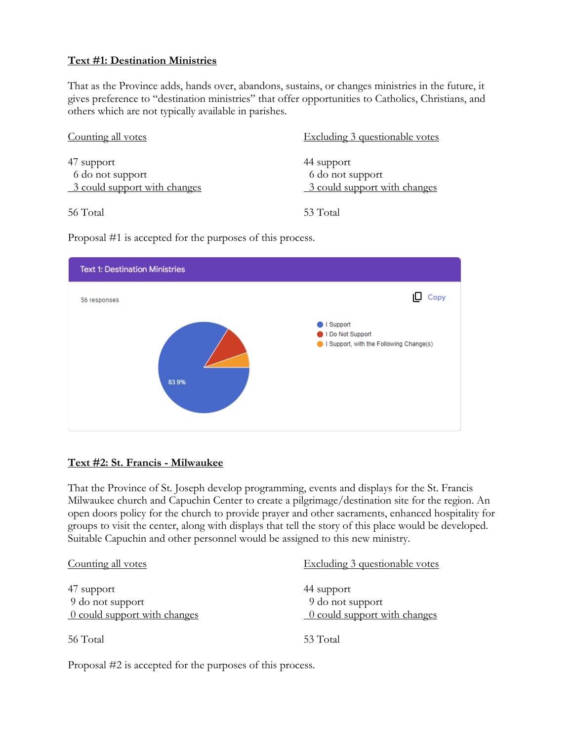**Text #1: Destination Ministries**

That as the Province adds, hands over, abandons, sustains, or changes ministries in the future, it gives preference to "destination ministries" that offer opportunities to Catholics, Christians, and others which are not typically available in parishes.

| Counting all votes | Excluding 3 questionable votes |
|---|---|
| 47 support | 44 support |
| 6 do not support | 6 do not support |
| 3 could support with changes | 3 could support with changes |
| 56 Total | 53 Total |

Proposal #1 is accepted for the purposes of this process.

Text 1: Destination Ministries

56 responses

Copy

- I Support
- I Do Not Support
- I Support, with the Following Change(s)

83.9%

**Text #2: St. Francis - Milwaukee**

That the Province of St. Joseph develop programming, events and displays for the St. Francis Milwaukee church and Capuchin Center to create a pilgrimage/destination site for the region. An open doors policy for the church to provide prayer and other sacraments, enhanced hospitality for groups to visit the center, along with displays that tell the story of this place would be developed. Suitable Capuchin and other personnel would be assigned to this new ministry.

| Counting all votes | Excluding 3 questionable votes |
|---|---|
| 47 support | 44 support |
| 9 do not support | 9 do not support |
| 0 could support with changes | 0 could support with changes |
| 56 Total | 53 Total |

Proposal #2 is accepted for the purposes of this process.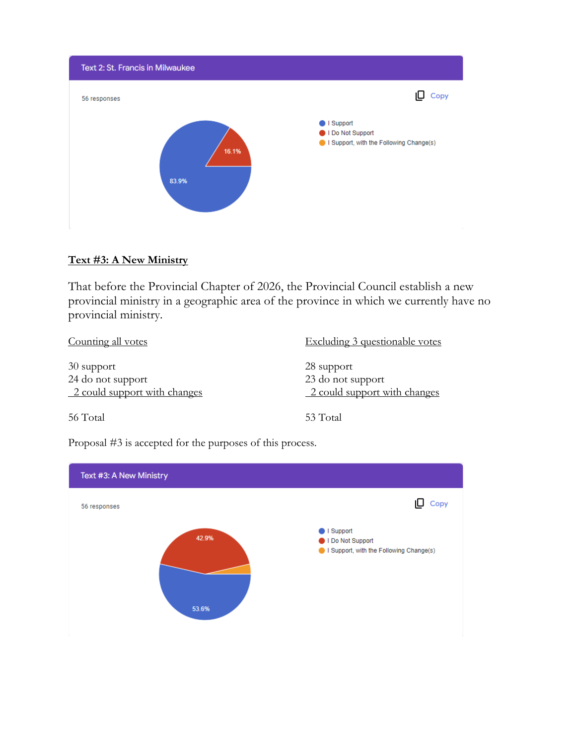Text 2: St. Francis in Milwaukee

56 responses

- I Support
- I Do Not Support
- I Support, with the Following Change(s)

16.1%

83.9%

**Text #3: A New Ministry**

That before the Provincial Chapter of 2026, the Provincial Council establish a new provincial ministry in a geographic area of the province in which we currently have no provincial ministry.

| Counting all votes | Excluding 3 questionable votes |
|---|---|
| 30 support | 28 support |
| 24 do not support | 23 do not support |
| 2 could support with changes | 2 could support with changes |
| 56 Total | 53 Total |

Proposal #3 is accepted for the purposes of this process.

Text #3: A New Ministry

56 responses

- I Support
- I Do Not Support
- I Support, with the Following Change(s)

42.9%

53.6%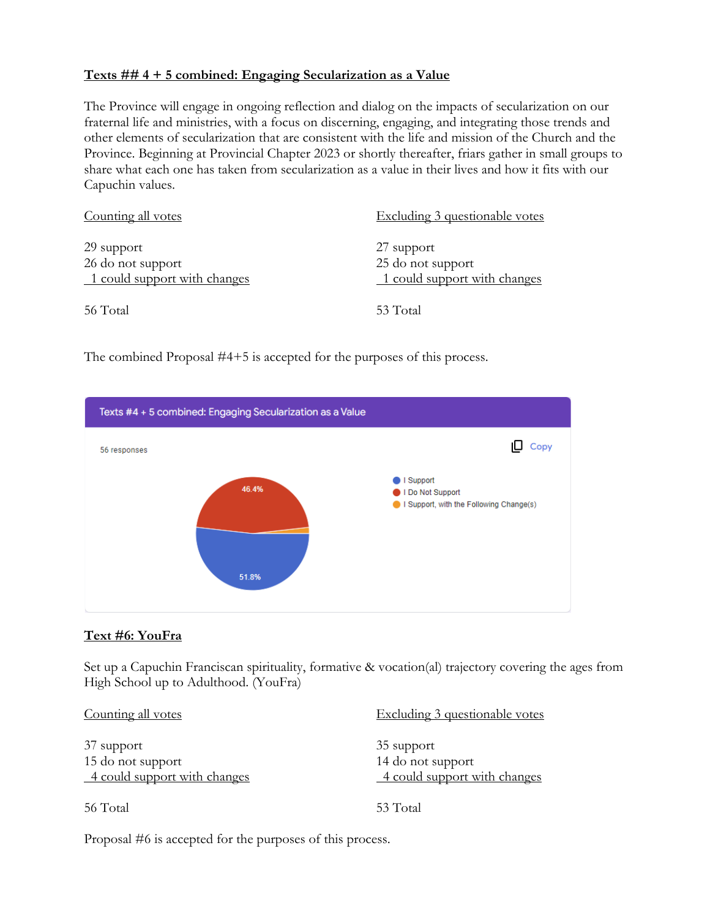## Texts ## 4 + 5 combined: Engaging Secularization as a Value

The Province will engage in ongoing reflection and dialog on the impacts of secularization on our fraternal life and ministries, with a focus on discerning, engaging, and integrating those trends and other elements of secularization that are consistent with the life and mission of the Church and the Province. Beginning at Provincial Chapter 2023 or shortly thereafter, friars gather in small groups to share what each one has taken from secularization as a value in their lives and how it fits with our Capuchin values.

| Counting all votes | Excluding 3 questionable votes |
|---|---|
| 29 support | 27 support |
| 26 do not support | 25 do not support |
| 1 could support with changes | 1 could support with changes |
| 56 Total | 53 Total |

The combined Proposal #4+5 is accepted for the purposes of this process.

Texts #4 + 5 combined: Engaging Secularization as a Value

56 responses

Copy

- I Support — 51.8%
- I Do Not Support — 46.4%
- I Support, with the Following Change(s)

## Text #6: YouFra

Set up a Capuchin Franciscan spirituality, formative & vocation(al) trajectory covering the ages from High School up to Adulthood. (YouFra)

| Counting all votes | Excluding 3 questionable votes |
|---|---|
| 37 support | 35 support |
| 15 do not support | 14 do not support |
| 4 could support with changes | 4 could support with changes |
| 56 Total | 53 Total |

Proposal #6 is accepted for the purposes of this process.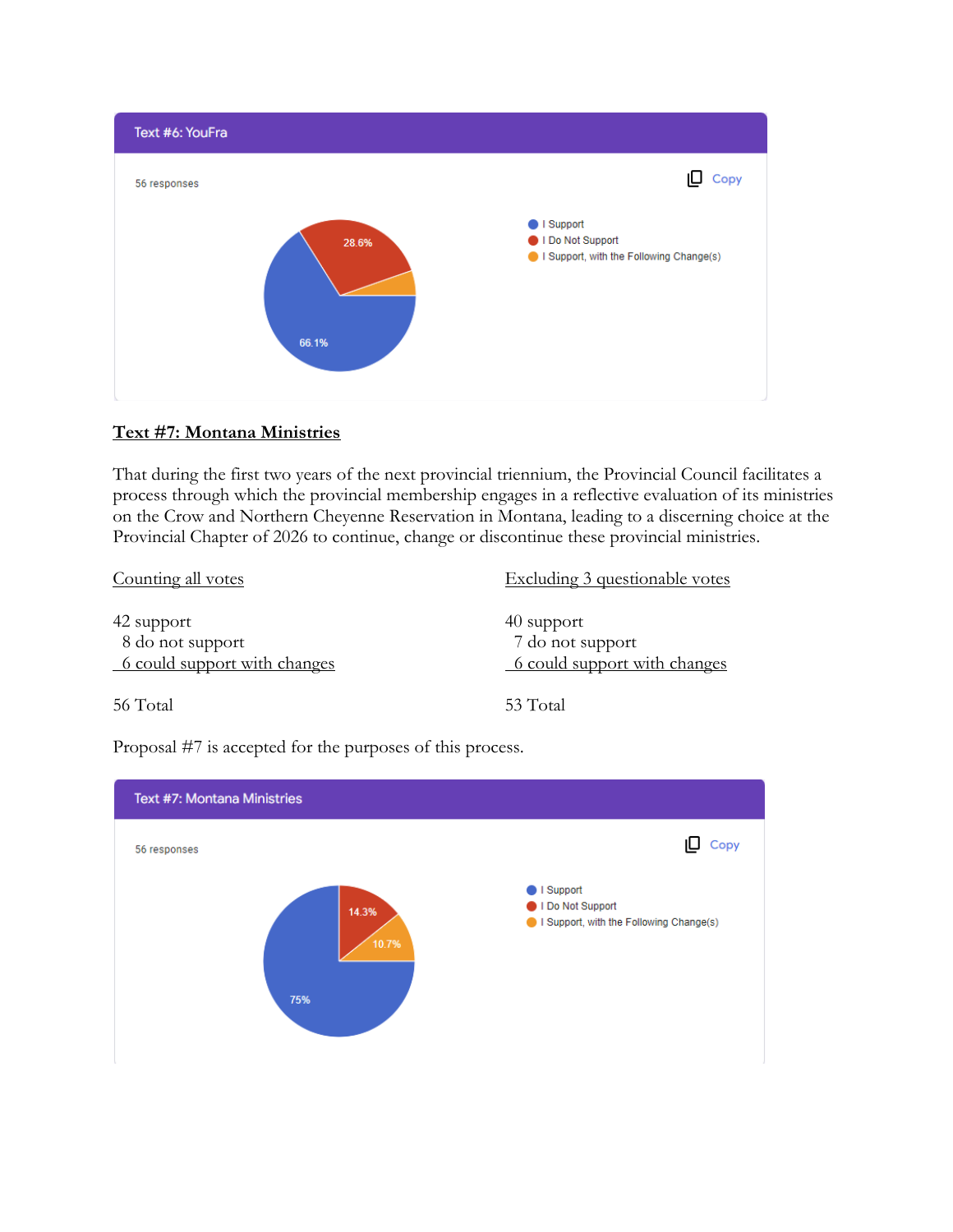Text #6: YouFra

56 responses

- I Support
- I Do Not Support
- I Support, with the Following Change(s)

28.6%

66.1%

## Text #7: Montana Ministries

That during the first two years of the next provincial triennium, the Provincial Council facilitates a process through which the provincial membership engages in a reflective evaluation of its ministries on the Crow and Northern Cheyenne Reservation in Montana, leading to a discerning choice at the Provincial Chapter of 2026 to continue, change or discontinue these provincial ministries.

| Counting all votes | Excluding 3 questionable votes |
|---|---|
| 42 support | 40 support |
| 8 do not support | 7 do not support |
| 6 could support with changes | 6 could support with changes |
| 56 Total | 53 Total |

Proposal #7 is accepted for the purposes of this process.

Text #7: Montana Ministries

56 responses

- I Support
- I Do Not Support
- I Support, with the Following Change(s)

14.3%

10.7%

75%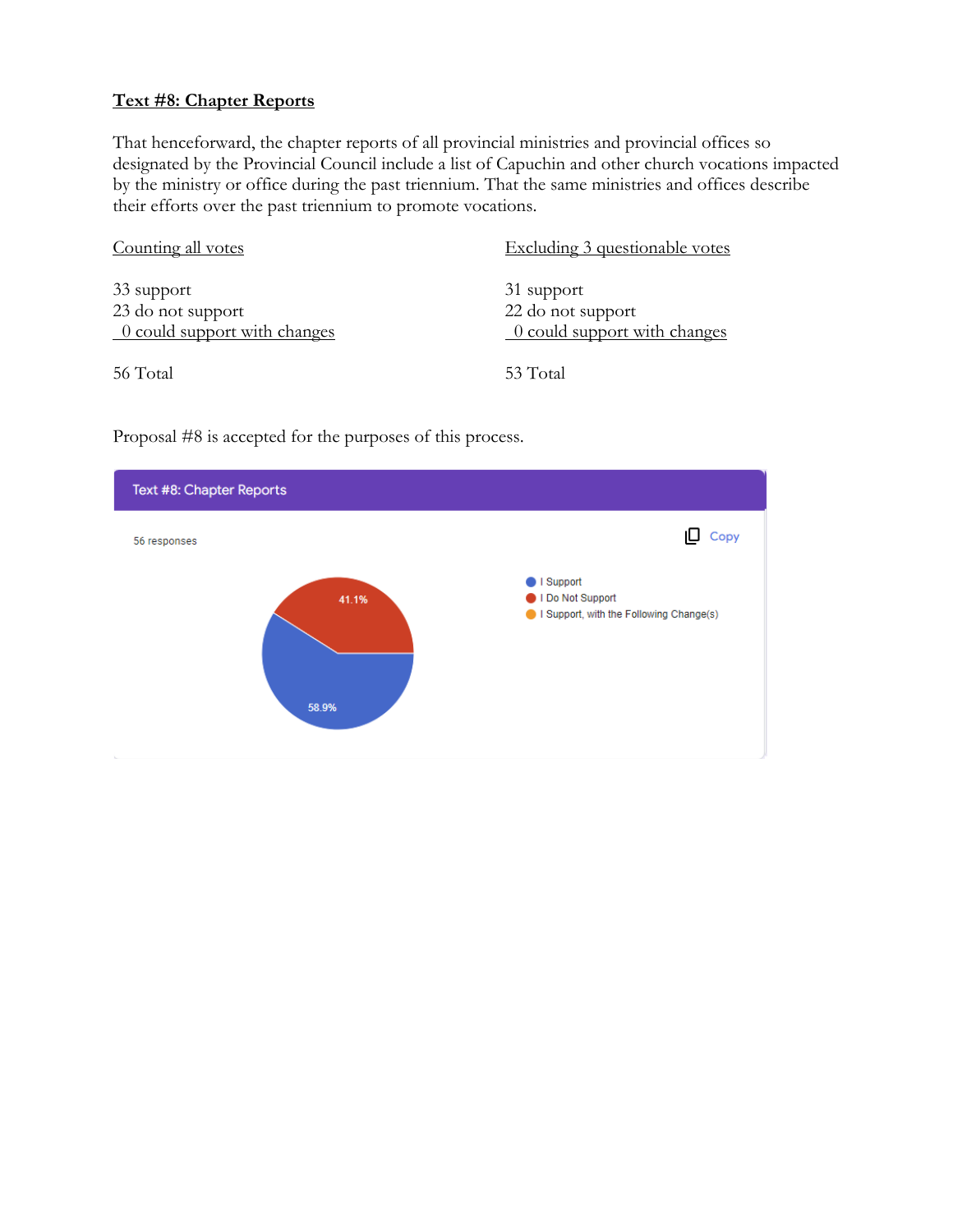## Text #8: Chapter Reports

That henceforward, the chapter reports of all provincial ministries and provincial offices so designated by the Provincial Council include a list of Capuchin and other church vocations impacted by the ministry or office during the past triennium. That the same ministries and offices describe their efforts over the past triennium to promote vocations.

| Counting all votes | Excluding 3 questionable votes |
|---|---|
| 33 support | 31 support |
| 23 do not support | 22 do not support |
| 0 could support with changes | 0 could support with changes |
| 56 Total | 53 Total |

Proposal #8 is accepted for the purposes of this process.

Text #8: Chapter Reports

56 responses

Copy

41.1%

58.9%

I Support

I Do Not Support

I Support, with the Following Change(s)